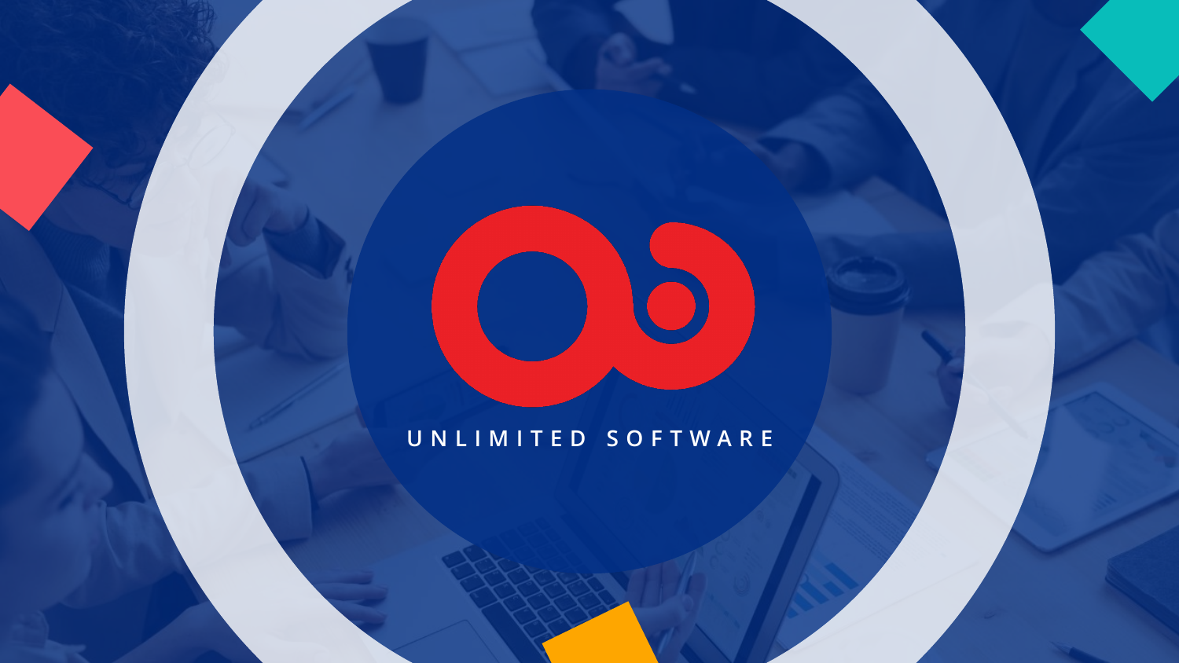# UNLIMITED SOFTWARE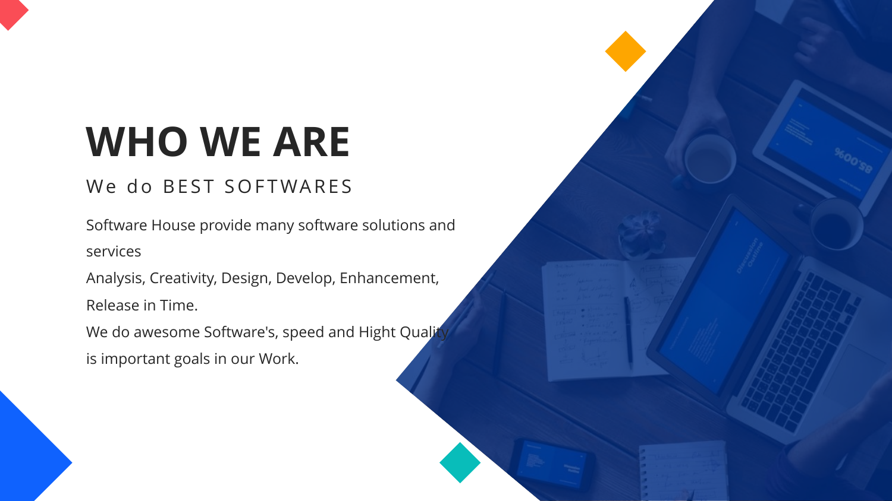# WHO WE ARE

## We do BEST SOFTWARES

Software House provide many software solutions and services

Analysis, Creativity, Design, Develop, Enhancement, Release in Time.

We do awesome Software's, speed and Hight Quality is important goals in our Work.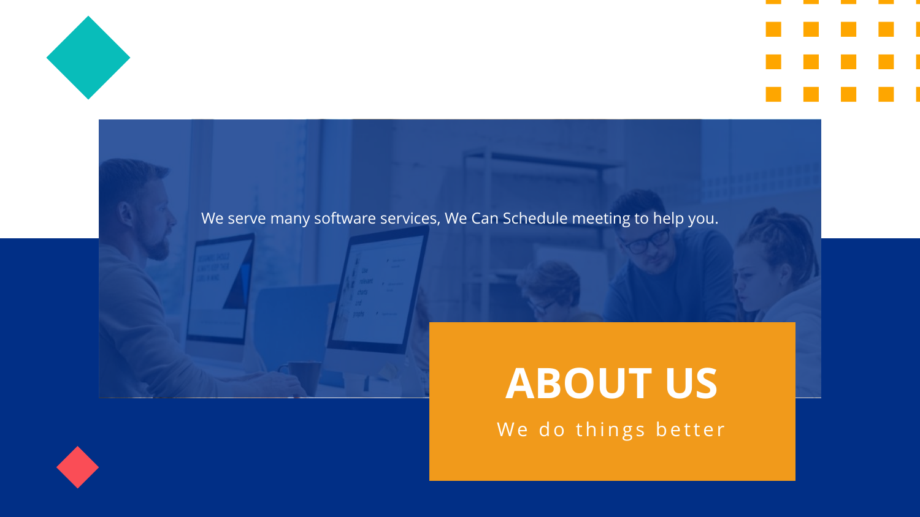We serve many software services, We Can Schedule meeting to help you.

# ABOUT US

We do things better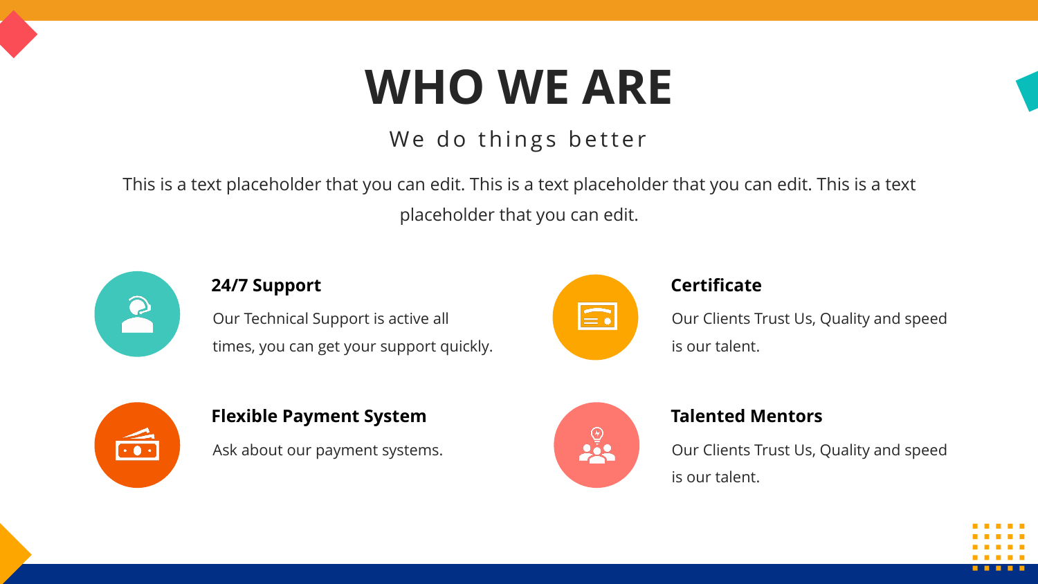# WHO WE ARE

## We do things better

This is a text placeholder that you can edit. This is a text placeholder that you can edit. This is a text placeholder that you can edit.

### 24/7 Support

Our Technical Support is active all times, you can get your support quickly.

### Certificate

Our Clients Trust Us, Quality and speed is our talent.

### Flexible Payment System

Ask about our payment systems.

### Talented Mentors

Our Clients Trust Us, Quality and speed is our talent.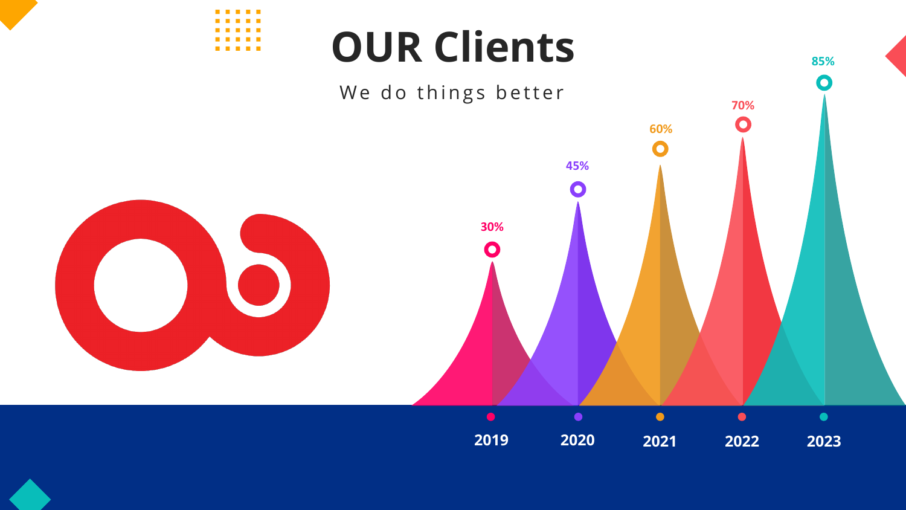# OUR Clients

We do things better

| Year | Value |
| --- | --- |
| 2019 | 30% |
| 2020 | 45% |
| 2021 | 60% |
| 2022 | 70% |
| 2023 | 85% |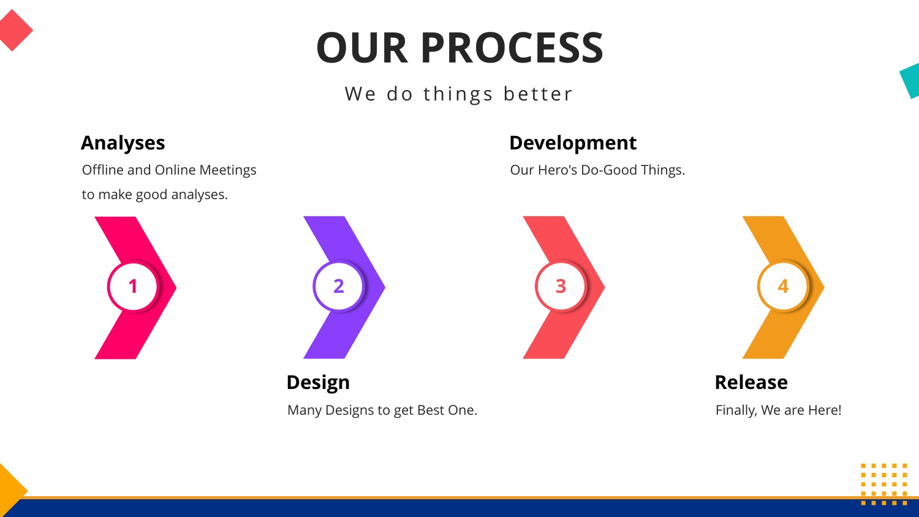# OUR PROCESS

We do things better

### 1. Analyses

Offline and Online Meetings to make good analyses.

### 2. Design

Many Designs to get Best One.

### 3. Development

Our Hero's Do-Good Things.

### 4. Release

Finally, We are Here!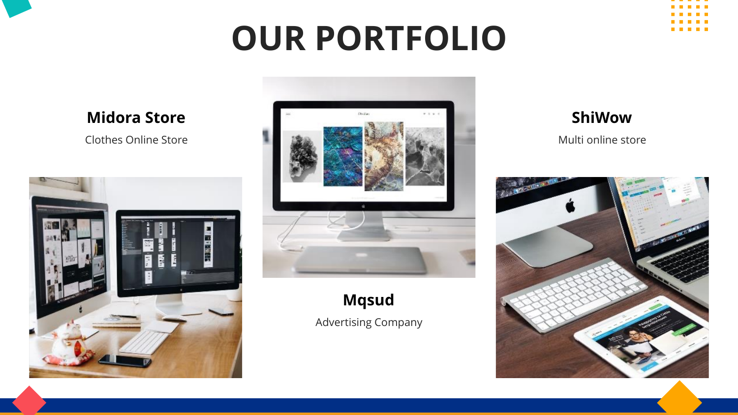# OUR PORTFOLIO

### Midora Store

Clothes Online Store

### Mqsud

Advertising Company

### ShiWow

Multi online store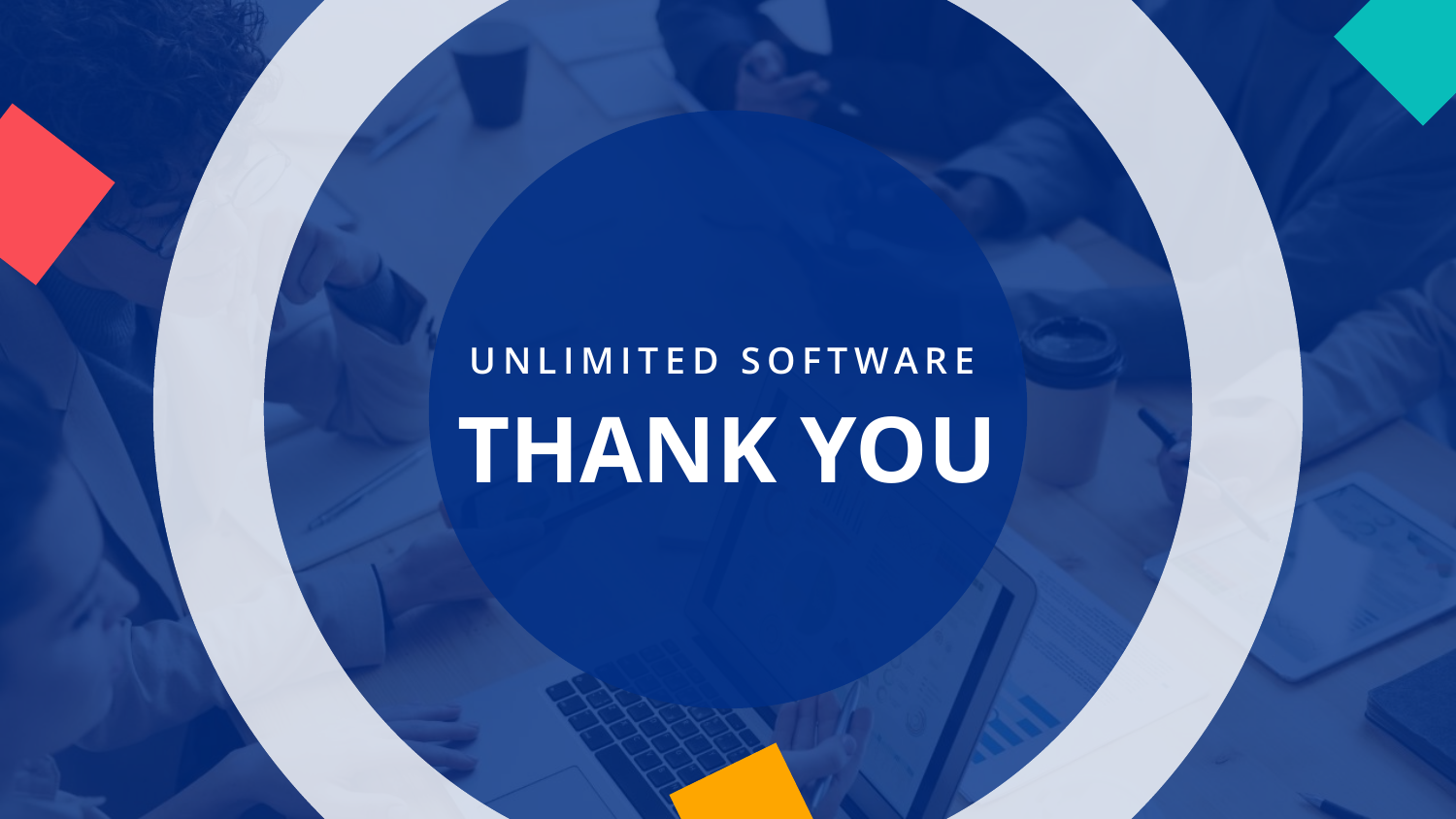UNLIMITED SOFTWARE

# THANK YOU